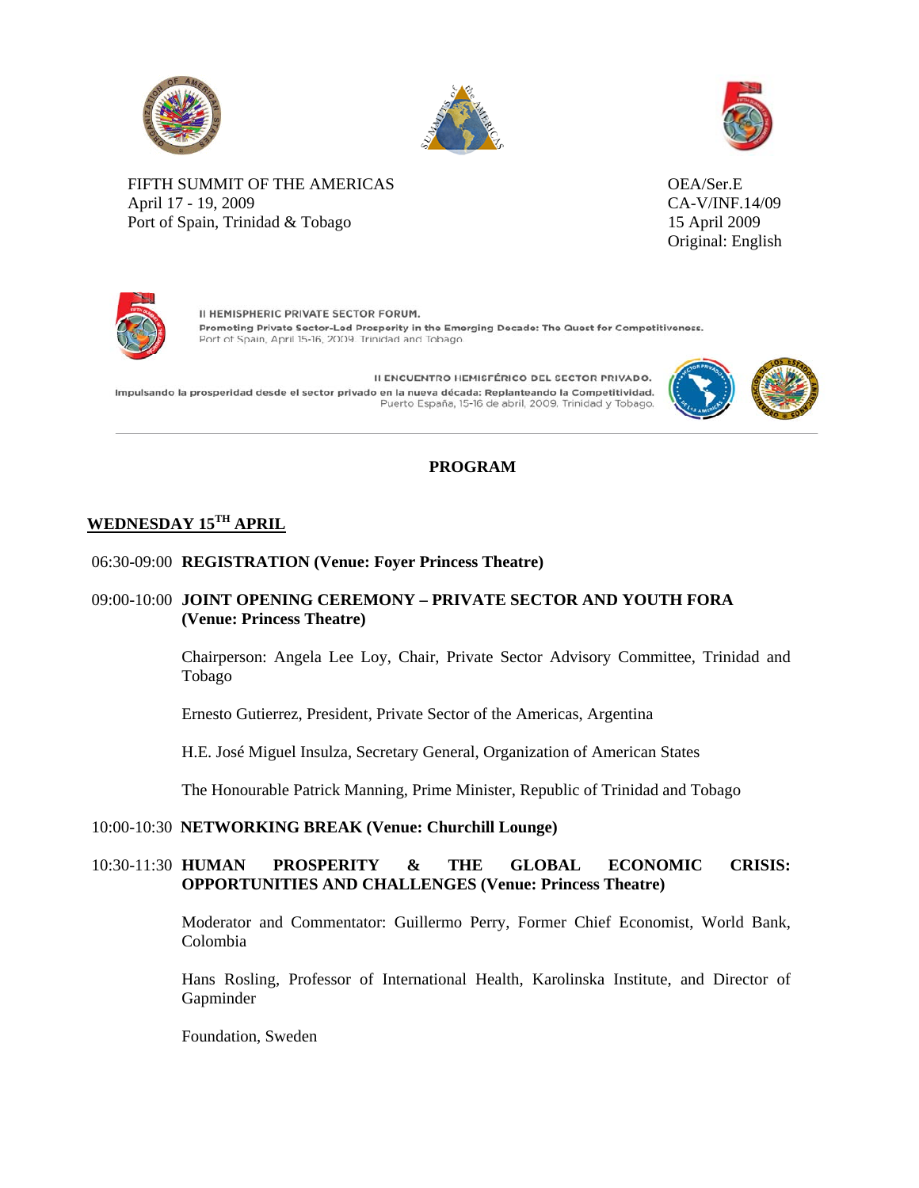FIFTH SUMMIT OF THE AMERICAS
April 17 - 19, 2009
Port of Spain, Trinidad & Tobago

OEA/Ser.E
CA-V/INF.14/09
15 April 2009
Original: English

II HEMISPHERIC PRIVATE SECTOR FORUM.
Promoting Private Sector-Led Prosperity in the Emerging Decade: The Quest for Competitiveness.
Port of Spain, April 15-16, 2009. Trinidad and Tobago

II ENCUENTRO HEMISFÉRICO DEL SECTOR PRIVADO.
Impulsando la prosperidad desde el sector privado en la nueva década: Replanteando la Competitividad.
Puerto España, 15-16 de abril, 2009. Trinidad y Tobago.

## PROGRAM

### WEDNESDAY 15TH APRIL

06:30-09:00 **REGISTRATION (Venue: Foyer Princess Theatre)**

09:00-10:00 **JOINT OPENING CEREMONY – PRIVATE SECTOR AND YOUTH FORA (Venue: Princess Theatre)**

Chairperson: Angela Lee Loy, Chair, Private Sector Advisory Committee, Trinidad and Tobago

Ernesto Gutierrez, President, Private Sector of the Americas, Argentina

H.E. José Miguel Insulza, Secretary General, Organization of American States

The Honourable Patrick Manning, Prime Minister, Republic of Trinidad and Tobago

10:00-10:30 **NETWORKING BREAK (Venue: Churchill Lounge)**

10:30-11:30 **HUMAN PROSPERITY & THE GLOBAL ECONOMIC CRISIS: OPPORTUNITIES AND CHALLENGES (Venue: Princess Theatre)**

Moderator and Commentator: Guillermo Perry, Former Chief Economist, World Bank, Colombia

Hans Rosling, Professor of International Health, Karolinska Institute, and Director of Gapminder

Foundation, Sweden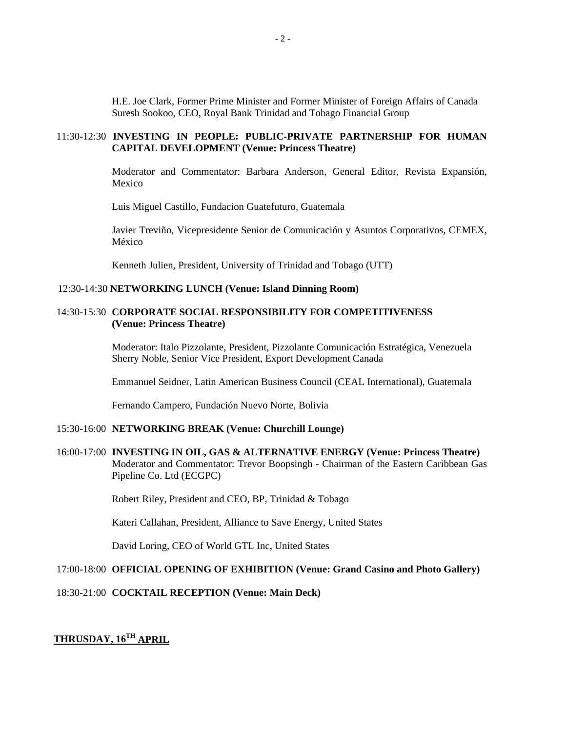H.E. Joe Clark, Former Prime Minister and Former Minister of Foreign Affairs of Canada
Suresh Sookoo, CEO, Royal Bank Trinidad and Tobago Financial Group

11:30-12:30 **INVESTING IN PEOPLE: PUBLIC-PRIVATE PARTNERSHIP FOR HUMAN CAPITAL DEVELOPMENT (Venue: Princess Theatre)**

Moderator and Commentator: Barbara Anderson, General Editor, Revista Expansión, Mexico

Luis Miguel Castillo, Fundacion Guatefuturo, Guatemala

Javier Treviño, Vicepresidente Senior de Comunicación y Asuntos Corporativos, CEMEX, México

Kenneth Julien, President, University of Trinidad and Tobago (UTT)

12:30-14:30 **NETWORKING LUNCH (Venue: Island Dinning Room)**

14:30-15:30 **CORPORATE SOCIAL RESPONSIBILITY FOR COMPETITIVENESS (Venue: Princess Theatre)**

Moderator: Italo Pizzolante, President, Pizzolante Comunicación Estratégica, Venezuela
Sherry Noble, Senior Vice President, Export Development Canada

Emmanuel Seidner, Latin American Business Council (CEAL International), Guatemala

Fernando Campero, Fundación Nuevo Norte, Bolivia

15:30-16:00 **NETWORKING BREAK (Venue: Churchill Lounge)**

16:00-17:00 **INVESTING IN OIL, GAS & ALTERNATIVE ENERGY (Venue: Princess Theatre)**
Moderator and Commentator: Trevor Boopsingh - Chairman of the Eastern Caribbean Gas Pipeline Co. Ltd (ECGPC)

Robert Riley, President and CEO, BP, Trinidad & Tobago

Kateri Callahan, President, Alliance to Save Energy, United States

David Loring, CEO of World GTL Inc, United States

17:00-18:00 **OFFICIAL OPENING OF EXHIBITION (Venue: Grand Casino and Photo Gallery)**

18:30-21:00 **COCKTAIL RECEPTION (Venue: Main Deck)**

## THRUSDAY, 16TH APRIL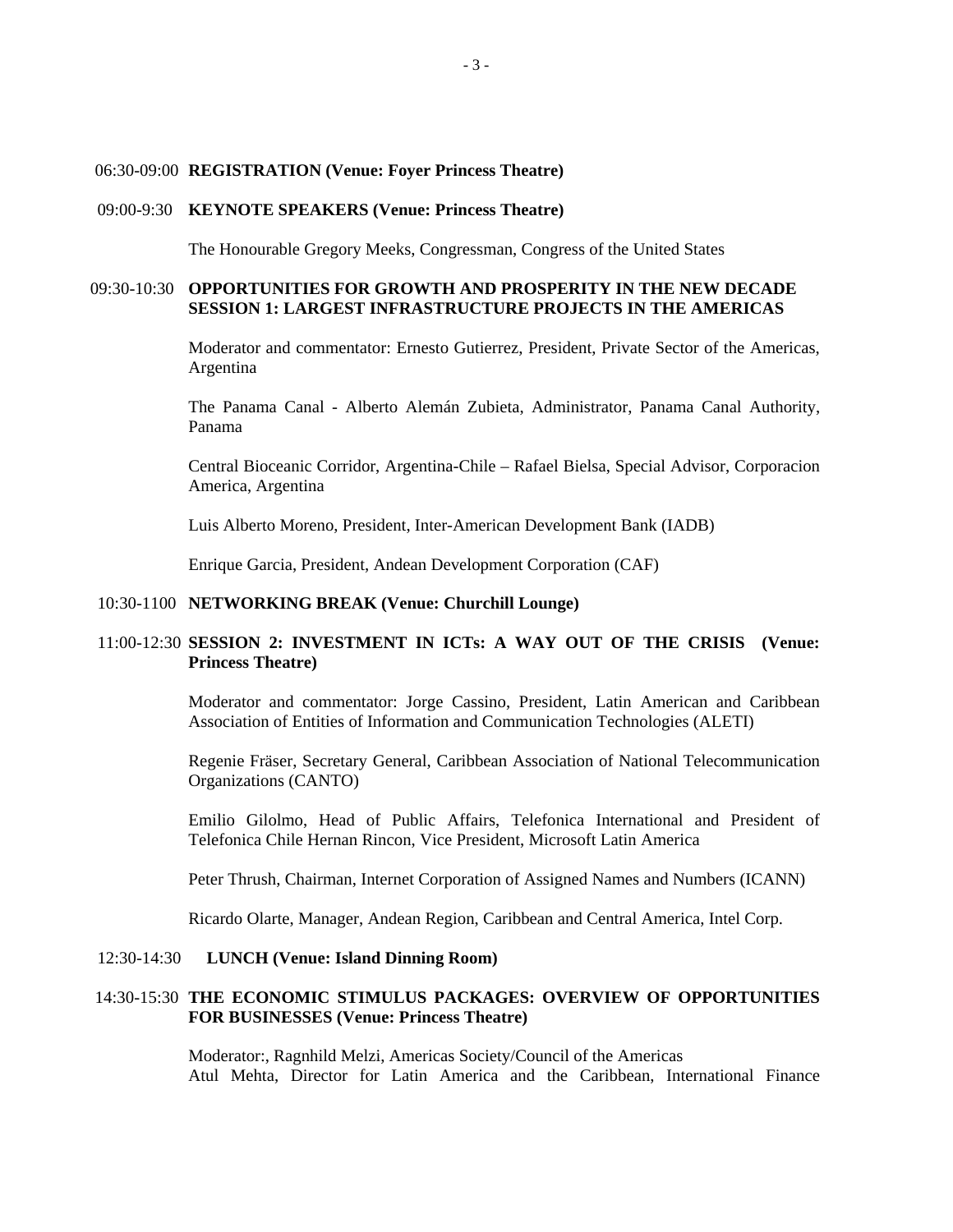06:30-09:00 **REGISTRATION (Venue: Foyer Princess Theatre)**

09:00-9:30 **KEYNOTE SPEAKERS (Venue: Princess Theatre)**

The Honourable Gregory Meeks, Congressman, Congress of the United States

09:30-10:30 **OPPORTUNITIES FOR GROWTH AND PROSPERITY IN THE NEW DECADE SESSION 1: LARGEST INFRASTRUCTURE PROJECTS IN THE AMERICAS**

Moderator and commentator: Ernesto Gutierrez, President, Private Sector of the Americas, Argentina

The Panama Canal - Alberto Alemán Zubieta, Administrator, Panama Canal Authority, Panama

Central Bioceanic Corridor, Argentina-Chile – Rafael Bielsa, Special Advisor, Corporacion America, Argentina

Luis Alberto Moreno, President, Inter-American Development Bank (IADB)

Enrique Garcia, President, Andean Development Corporation (CAF)

10:30-1100 **NETWORKING BREAK (Venue: Churchill Lounge)**

11:00-12:30 **SESSION 2: INVESTMENT IN ICTs: A WAY OUT OF THE CRISIS (Venue: Princess Theatre)**

Moderator and commentator: Jorge Cassino, President, Latin American and Caribbean Association of Entities of Information and Communication Technologies (ALETI)

Regenie Fräser, Secretary General, Caribbean Association of National Telecommunication Organizations (CANTO)

Emilio Gilolmo, Head of Public Affairs, Telefonica International and President of Telefonica Chile Hernan Rincon, Vice President, Microsoft Latin America

Peter Thrush, Chairman, Internet Corporation of Assigned Names and Numbers (ICANN)

Ricardo Olarte, Manager, Andean Region, Caribbean and Central America, Intel Corp.

12:30-14:30 **LUNCH (Venue: Island Dinning Room)**

14:30-15:30 **THE ECONOMIC STIMULUS PACKAGES: OVERVIEW OF OPPORTUNITIES FOR BUSINESSES (Venue: Princess Theatre)**

Moderator:, Ragnhild Melzi, Americas Society/Council of the Americas
Atul Mehta, Director for Latin America and the Caribbean, International Finance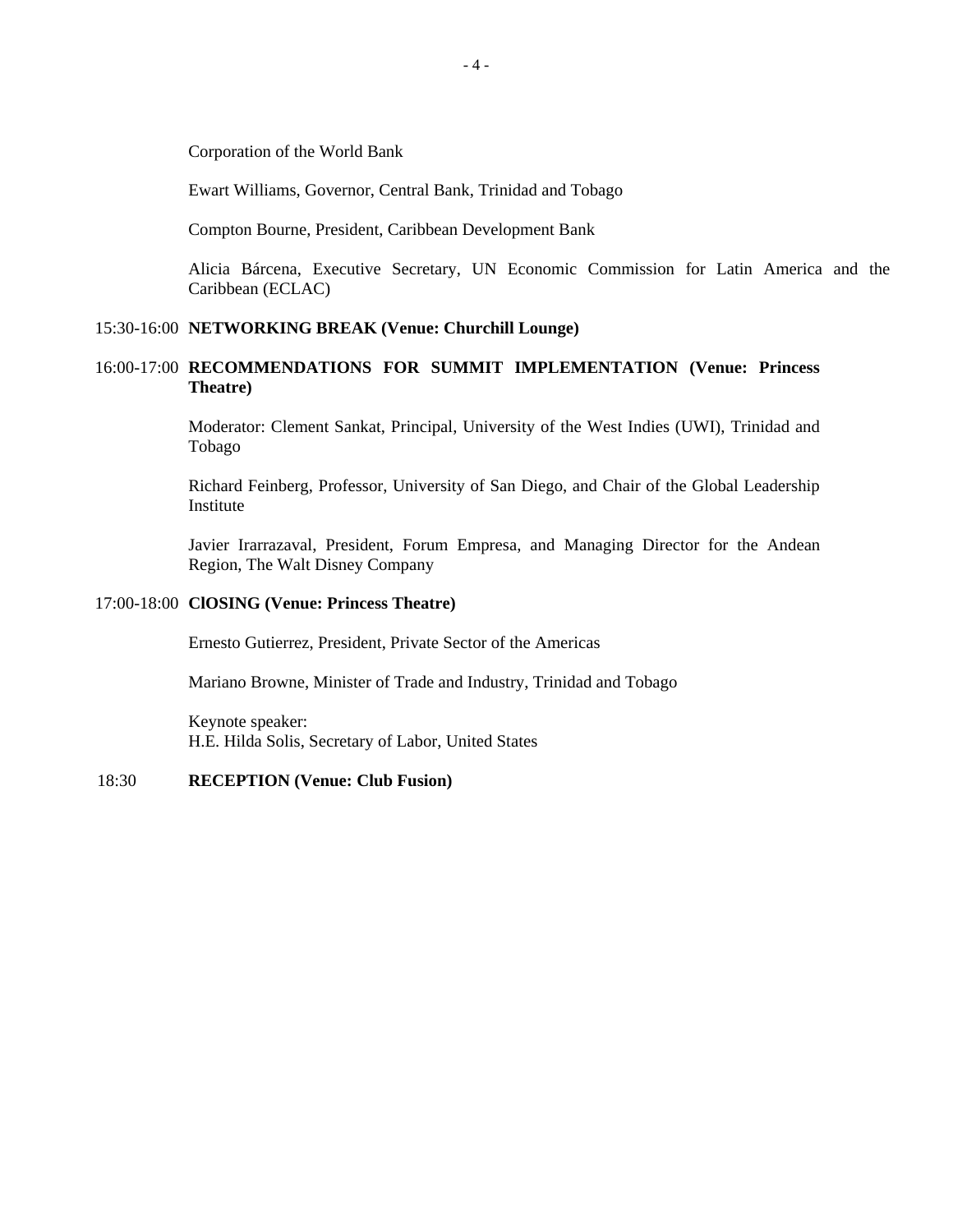Corporation of the World Bank

Ewart Williams, Governor, Central Bank, Trinidad and Tobago

Compton Bourne, President, Caribbean Development Bank

Alicia Bárcena, Executive Secretary, UN Economic Commission for Latin America and the Caribbean (ECLAC)

15:30-16:00 **NETWORKING BREAK (Venue: Churchill Lounge)**

16:00-17:00 **RECOMMENDATIONS FOR SUMMIT IMPLEMENTATION (Venue: Princess Theatre)**

Moderator: Clement Sankat, Principal, University of the West Indies (UWI), Trinidad and Tobago

Richard Feinberg, Professor, University of San Diego, and Chair of the Global Leadership Institute

Javier Irarrazaval, President, Forum Empresa, and Managing Director for the Andean Region, The Walt Disney Company

17:00-18:00 **ClOSING (Venue: Princess Theatre)**

Ernesto Gutierrez, President, Private Sector of the Americas

Mariano Browne, Minister of Trade and Industry, Trinidad and Tobago

Keynote speaker:
H.E. Hilda Solis, Secretary of Labor, United States

18:30 **RECEPTION (Venue: Club Fusion)**